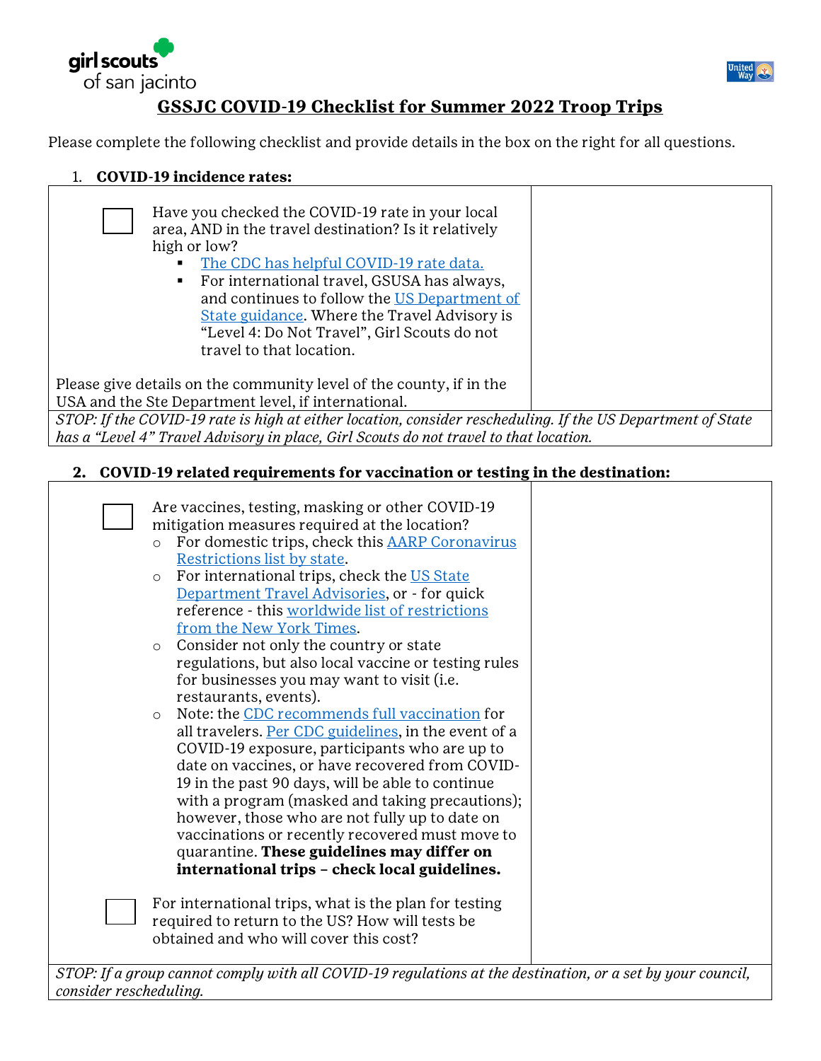girl scouts of san jacinto

# GSSJC COVID-19 Checklist for Summer 2022 Troop Trips

Please complete the following checklist and provide details in the box on the right for all questions.

1. **COVID-19 incidence rates:**

| | |
|---|---|
| ☐ Have you checked the COVID-19 rate in your local area, AND in the travel destination? Is it relatively high or low?<br>▪ The CDC has helpful COVID-19 rate data.<br>▪ For international travel, GSUSA has always, and continues to follow the US Department of State guidance. Where the Travel Advisory is "Level 4: Do Not Travel", Girl Scouts do not travel to that location.<br><br>Please give details on the community level of the county, if in the USA and the Ste Department level, if international. | |
| *STOP: If the COVID-19 rate is high at either location, consider rescheduling. If the US Department of State has a "Level 4" Travel Advisory in place, Girl Scouts do not travel to that location.* | |

2. **COVID-19 related requirements for vaccination or testing in the destination:**

| | |
|---|---|
| ☐ Are vaccines, testing, masking or other COVID-19 mitigation measures required at the location?<br>○ For domestic trips, check this AARP Coronavirus Restrictions list by state.<br>○ For international trips, check the US State Department Travel Advisories, or - for quick reference - this worldwide list of restrictions from the New York Times.<br>○ Consider not only the country or state regulations, but also local vaccine or testing rules for businesses you may want to visit (i.e. restaurants, events).<br>○ Note: the CDC recommends full vaccination for all travelers. Per CDC guidelines, in the event of a COVID-19 exposure, participants who are up to date on vaccines, or have recovered from COVID-19 in the past 90 days, will be able to continue with a program (masked and taking precautions); however, those who are not fully up to date on vaccinations or recently recovered must move to quarantine. **These guidelines may differ on international trips – check local guidelines.**<br><br>☐ For international trips, what is the plan for testing required to return to the US? How will tests be obtained and who will cover this cost? | |
| *STOP: If a group cannot comply with all COVID-19 regulations at the destination, or a set by your council, consider rescheduling.* | |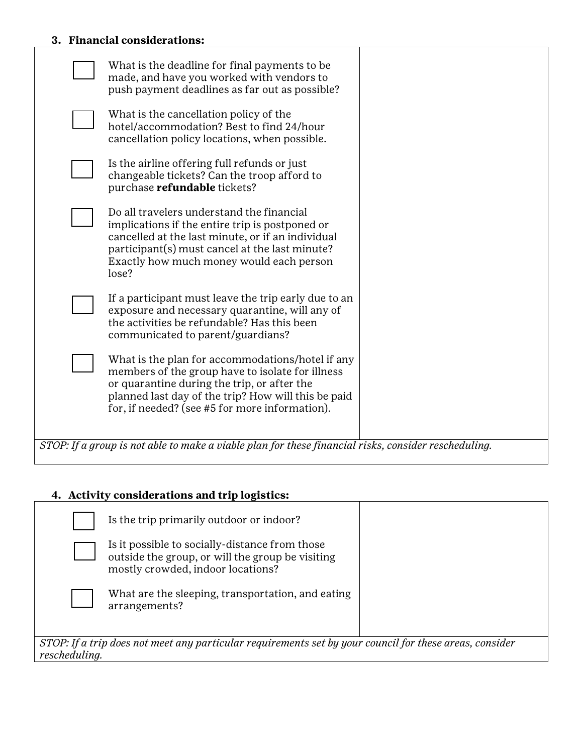### 3. Financial considerations:

| | | |
|---|---|---|
| ☐ | What is the deadline for final payments to be made, and have you worked with vendors to push payment deadlines as far out as possible? | |
| ☐ | What is the cancellation policy of the hotel/accommodation? Best to find 24/hour cancellation policy locations, when possible. | |
| ☐ | Is the airline offering full refunds or just changeable tickets? Can the troop afford to purchase **refundable** tickets? | |
| ☐ | Do all travelers understand the financial implications if the entire trip is postponed or cancelled at the last minute, or if an individual participant(s) must cancel at the last minute? Exactly how much money would each person lose? | |
| ☐ | If a participant must leave the trip early due to an exposure and necessary quarantine, will any of the activities be refundable? Has this been communicated to parent/guardians? | |
| ☐ | What is the plan for accommodations/hotel if any members of the group have to isolate for illness or quarantine during the trip, or after the planned last day of the trip? How will this be paid for, if needed? (see #5 for more information). | |

*STOP: If a group is not able to make a viable plan for these financial risks, consider rescheduling.*

### 4. Activity considerations and trip logistics:

| | | |
|---|---|---|
| ☐ | Is the trip primarily outdoor or indoor? | |
| ☐ | Is it possible to socially-distance from those outside the group, or will the group be visiting mostly crowded, indoor locations? | |
| ☐ | What are the sleeping, transportation, and eating arrangements? | |

*STOP: If a trip does not meet any particular requirements set by your council for these areas, consider rescheduling.*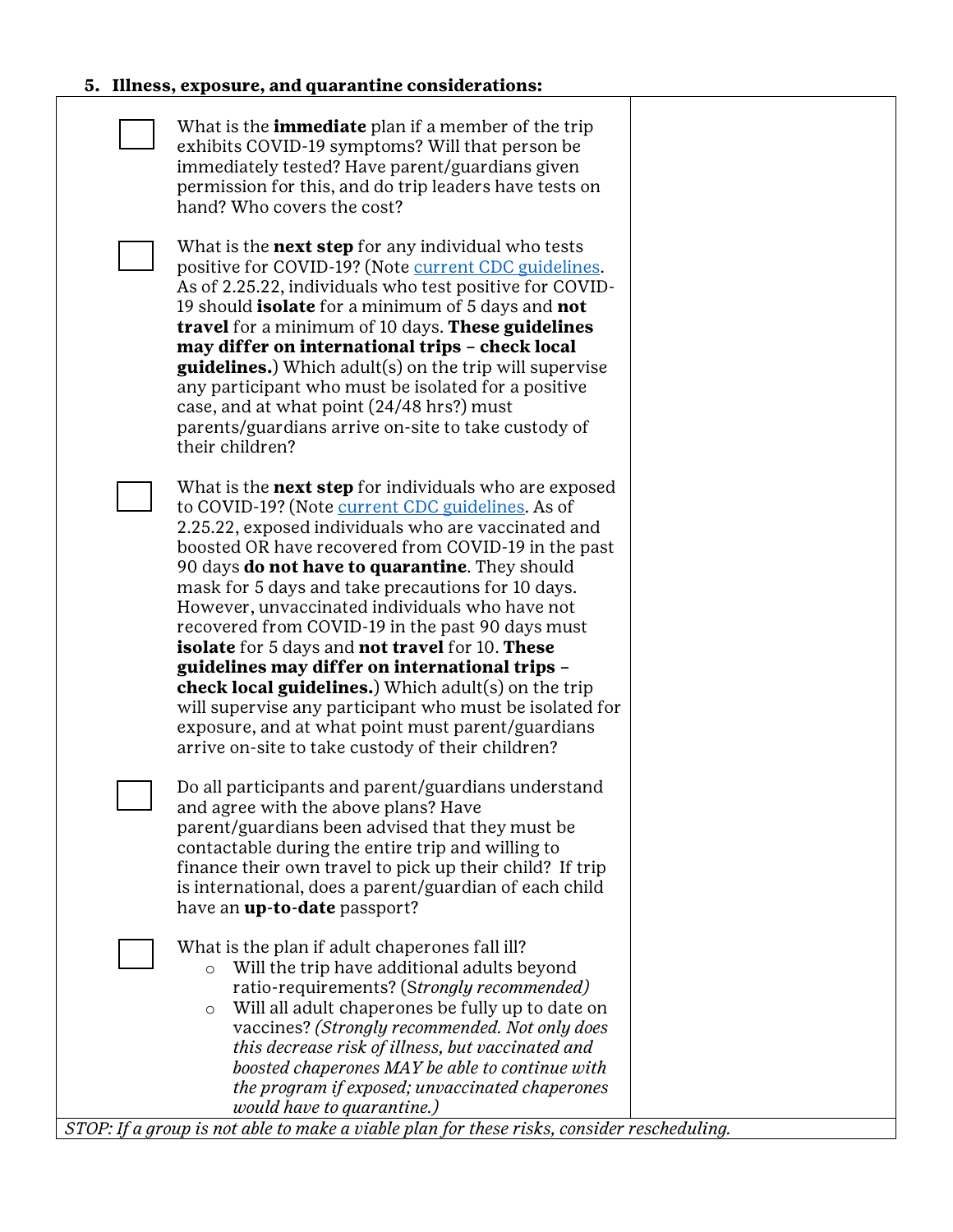### 5. Illness, exposure, and quarantine considerations:

| | | |
|---|---|---|
| ☐ | What is the **immediate** plan if a member of the trip exhibits COVID-19 symptoms? Will that person be immediately tested? Have parent/guardians given permission for this, and do trip leaders have tests on hand? Who covers the cost? | |
| ☐ | What is the **next step** for any individual who tests positive for COVID-19? (Note [current CDC guidelines](). As of 2.25.22, individuals who test positive for COVID-19 should **isolate** for a minimum of 5 days and **not travel** for a minimum of 10 days. **These guidelines may differ on international trips – check local guidelines.**) Which adult(s) on the trip will supervise any participant who must be isolated for a positive case, and at what point (24/48 hrs?) must parents/guardians arrive on-site to take custody of their children? | |
| ☐ | What is the **next step** for individuals who are exposed to COVID-19? (Note [current CDC guidelines](). As of 2.25.22, exposed individuals who are vaccinated and boosted OR have recovered from COVID-19 in the past 90 days **do not have to quarantine**. They should mask for 5 days and take precautions for 10 days. However, unvaccinated individuals who have not recovered from COVID-19 in the past 90 days must **isolate** for 5 days and **not travel** for 10. **These guidelines may differ on international trips – check local guidelines.**) Which adult(s) on the trip will supervise any participant who must be isolated for exposure, and at what point must parent/guardians arrive on-site to take custody of their children? | |
| ☐ | Do all participants and parent/guardians understand and agree with the above plans? Have parent/guardians been advised that they must be contactable during the entire trip and willing to finance their own travel to pick up their child? If trip is international, does a parent/guardian of each child have an **up-to-date** passport? | |
| ☐ | What is the plan if adult chaperones fall ill?<br>○ Will the trip have additional adults beyond ratio-requirements? (S*trongly recommended)*<br>○ Will all adult chaperones be fully up to date on vaccines? *(Strongly recommended. Not only does this decrease risk of illness, but vaccinated and boosted chaperones MAY be able to continue with the program if exposed; unvaccinated chaperones would have to quarantine.)* | |

*STOP: If a group is not able to make a viable plan for these risks, consider rescheduling.*